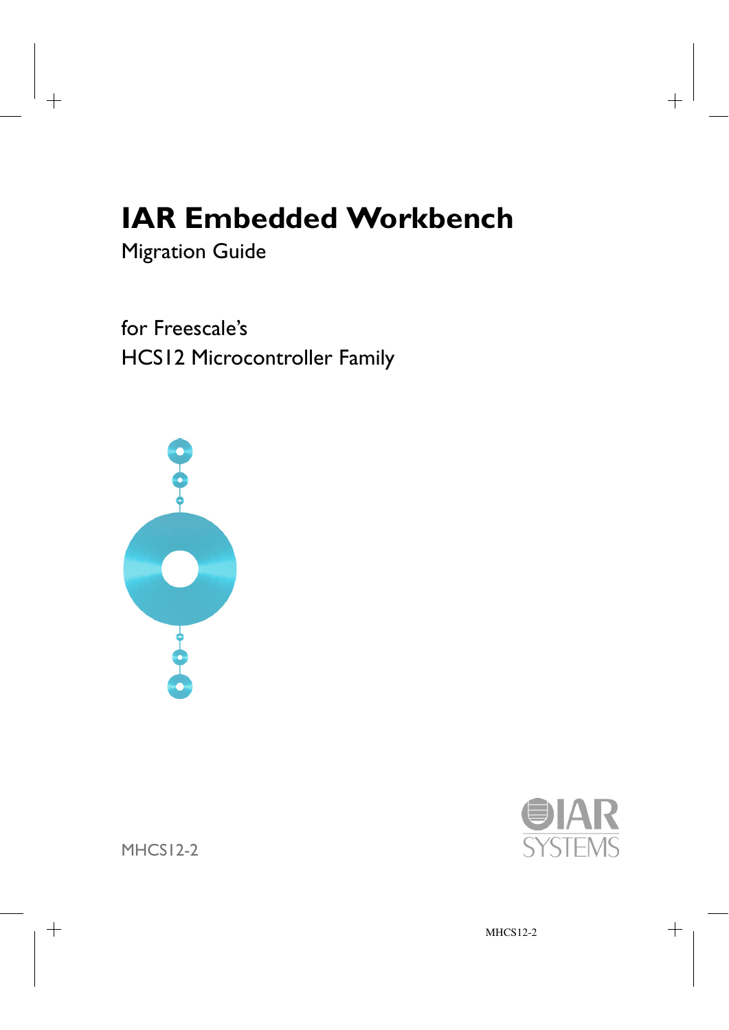# IAR Embedded Workbench

Migration Guide

for Freescale's
HCS12 Microcontroller Family

MHCS12-2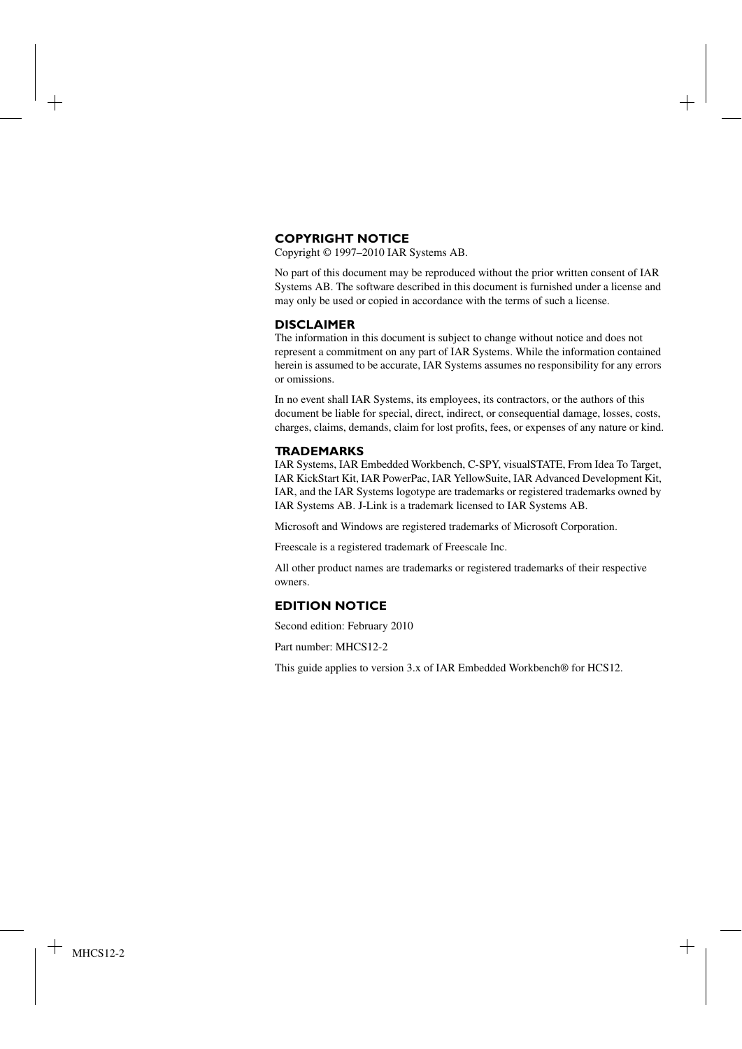## COPYRIGHT NOTICE

Copyright © 1997–2010 IAR Systems AB.

No part of this document may be reproduced without the prior written consent of IAR Systems AB. The software described in this document is furnished under a license and may only be used or copied in accordance with the terms of such a license.

## DISCLAIMER

The information in this document is subject to change without notice and does not represent a commitment on any part of IAR Systems. While the information contained herein is assumed to be accurate, IAR Systems assumes no responsibility for any errors or omissions.

In no event shall IAR Systems, its employees, its contractors, or the authors of this document be liable for special, direct, indirect, or consequential damage, losses, costs, charges, claims, demands, claim for lost profits, fees, or expenses of any nature or kind.

## TRADEMARKS

IAR Systems, IAR Embedded Workbench, C-SPY, visualSTATE, From Idea To Target, IAR KickStart Kit, IAR PowerPac, IAR YellowSuite, IAR Advanced Development Kit, IAR, and the IAR Systems logotype are trademarks or registered trademarks owned by IAR Systems AB. J-Link is a trademark licensed to IAR Systems AB.

Microsoft and Windows are registered trademarks of Microsoft Corporation.

Freescale is a registered trademark of Freescale Inc.

All other product names are trademarks or registered trademarks of their respective owners.

## EDITION NOTICE

Second edition: February 2010

Part number: MHCS12-2

This guide applies to version 3.x of IAR Embedded Workbench® for HCS12.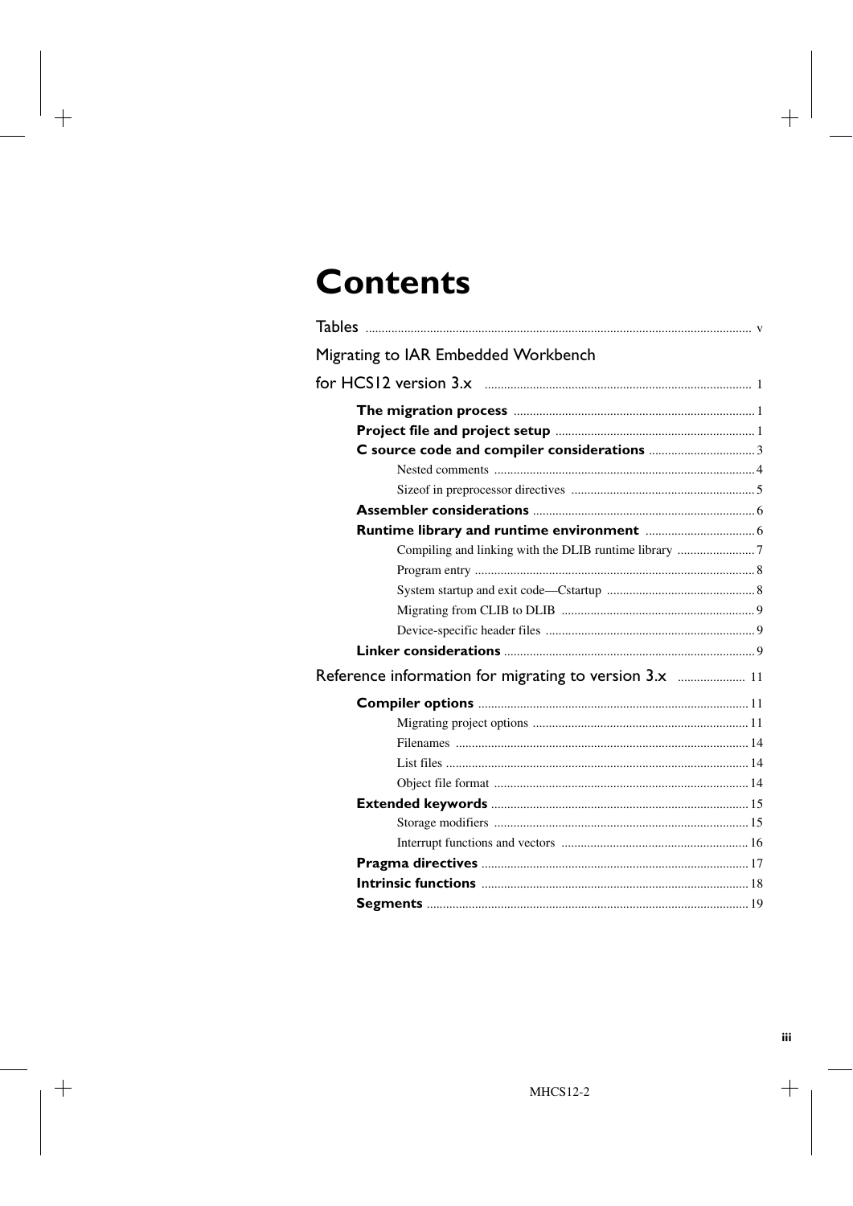# Contents

Tables ..... v

Migrating to IAR Embedded Workbench for HCS12 version 3.x ..... 1

- **The migration process** ..... 1
- **Project file and project setup** ..... 1
- **C source code and compiler considerations** ..... 3
  - Nested comments ..... 4
  - Sizeof in preprocessor directives ..... 5
- **Assembler considerations** ..... 6
- **Runtime library and runtime environment** ..... 6
  - Compiling and linking with the DLIB runtime library ..... 7
  - Program entry ..... 8
  - System startup and exit code—Cstartup ..... 8
  - Migrating from CLIB to DLIB ..... 9
  - Device-specific header files ..... 9
- **Linker considerations** ..... 9

Reference information for migrating to version 3.x ..... 11

- **Compiler options** ..... 11
  - Migrating project options ..... 11
  - Filenames ..... 14
  - List files ..... 14
  - Object file format ..... 14
- **Extended keywords** ..... 15
  - Storage modifiers ..... 15
  - Interrupt functions and vectors ..... 16
- **Pragma directives** ..... 17
- **Intrinsic functions** ..... 18
- **Segments** ..... 19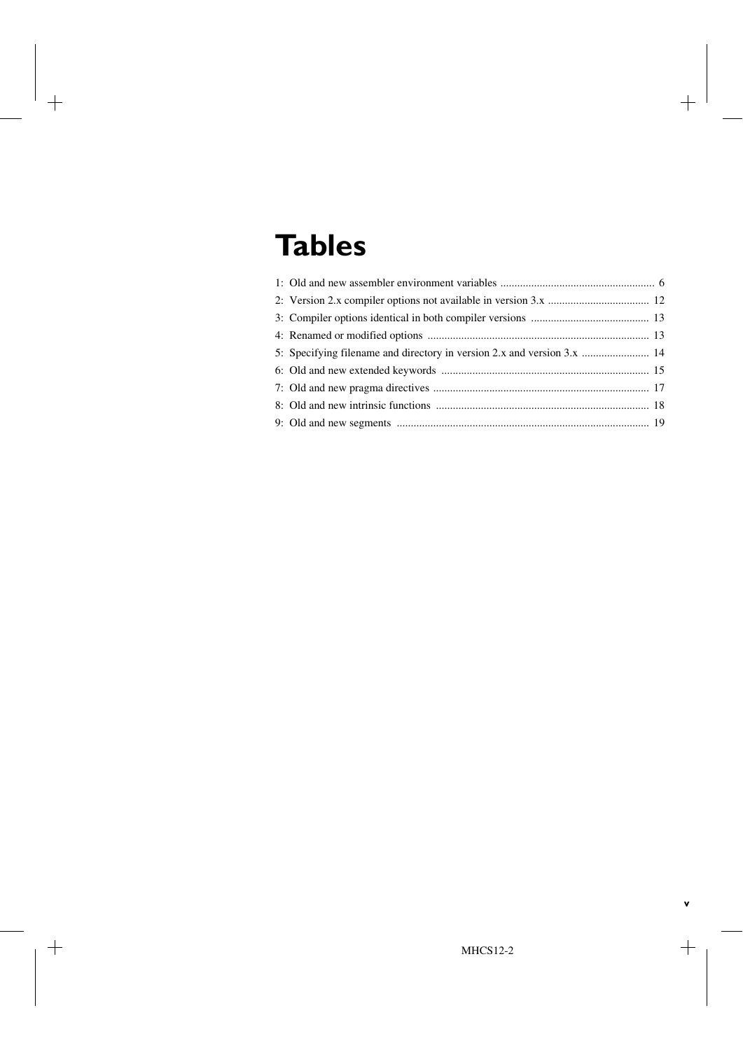# Tables

1: Old and new assembler environment variables ....................................................... 6

2: Version 2.x compiler options not available in version 3.x .................................... 12

3: Compiler options identical in both compiler versions .......................................... 13

4: Renamed or modified options .............................................................................. 13

5: Specifying filename and directory in version 2.x and version 3.x ........................ 14

6: Old and new extended keywords .......................................................................... 15

7: Old and new pragma directives ............................................................................ 17

8: Old and new intrinsic functions ........................................................................... 18

9: Old and new segments ......................................................................................... 19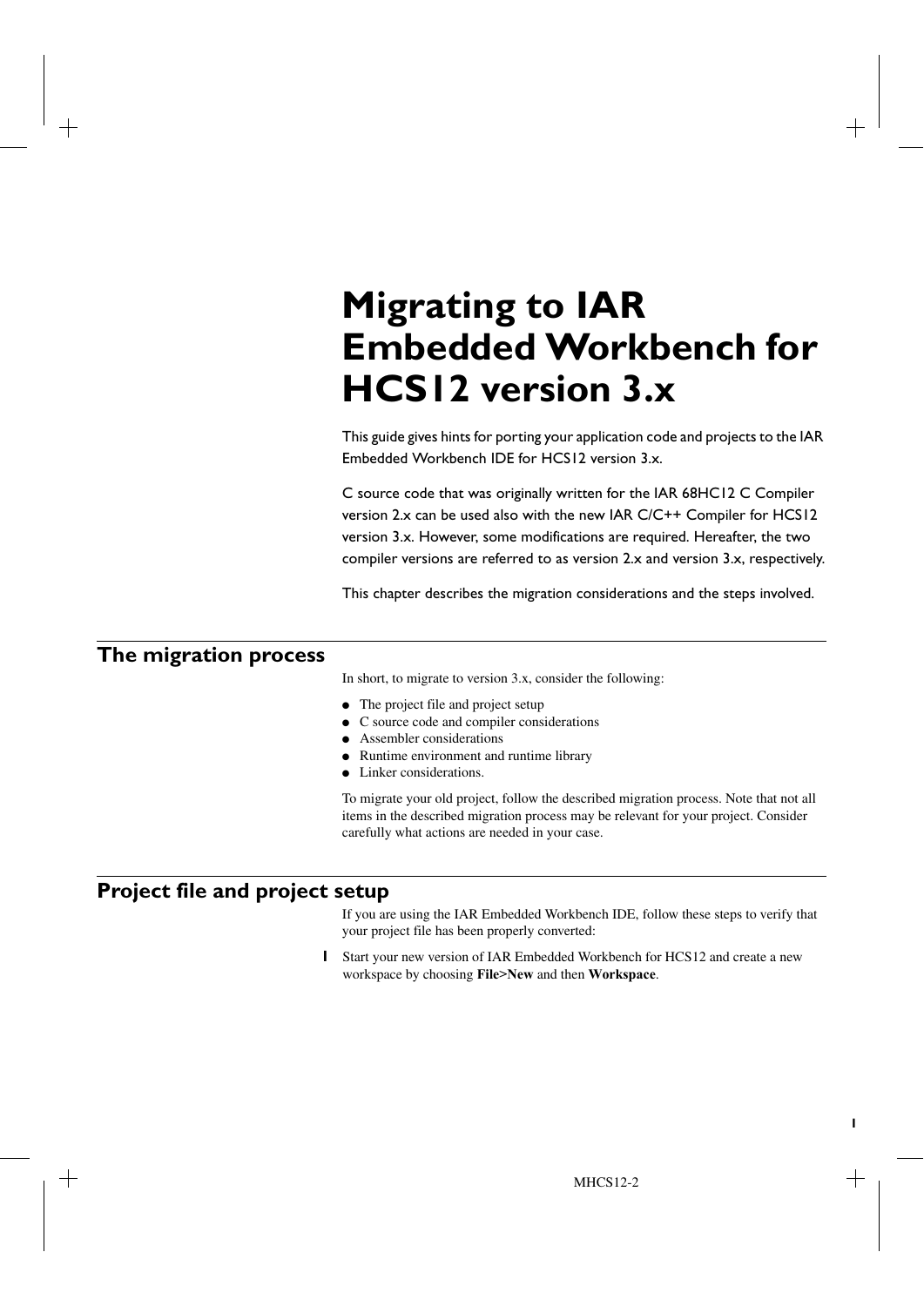# Migrating to IAR Embedded Workbench for HCS12 version 3.x

This guide gives hints for porting your application code and projects to the IAR Embedded Workbench IDE for HCS12 version 3.x.

C source code that was originally written for the IAR 68HC12 C Compiler version 2.x can be used also with the new IAR C/C++ Compiler for HCS12 version 3.x. However, some modifications are required. Hereafter, the two compiler versions are referred to as version 2.x and version 3.x, respectively.

This chapter describes the migration considerations and the steps involved.

## The migration process

In short, to migrate to version 3.x, consider the following:

- The project file and project setup
- C source code and compiler considerations
- Assembler considerations
- Runtime environment and runtime library
- Linker considerations.

To migrate your old project, follow the described migration process. Note that not all items in the described migration process may be relevant for your project. Consider carefully what actions are needed in your case.

## Project file and project setup

If you are using the IAR Embedded Workbench IDE, follow these steps to verify that your project file has been properly converted:

1. Start your new version of IAR Embedded Workbench for HCS12 and create a new workspace by choosing **File>New** and then **Workspace**.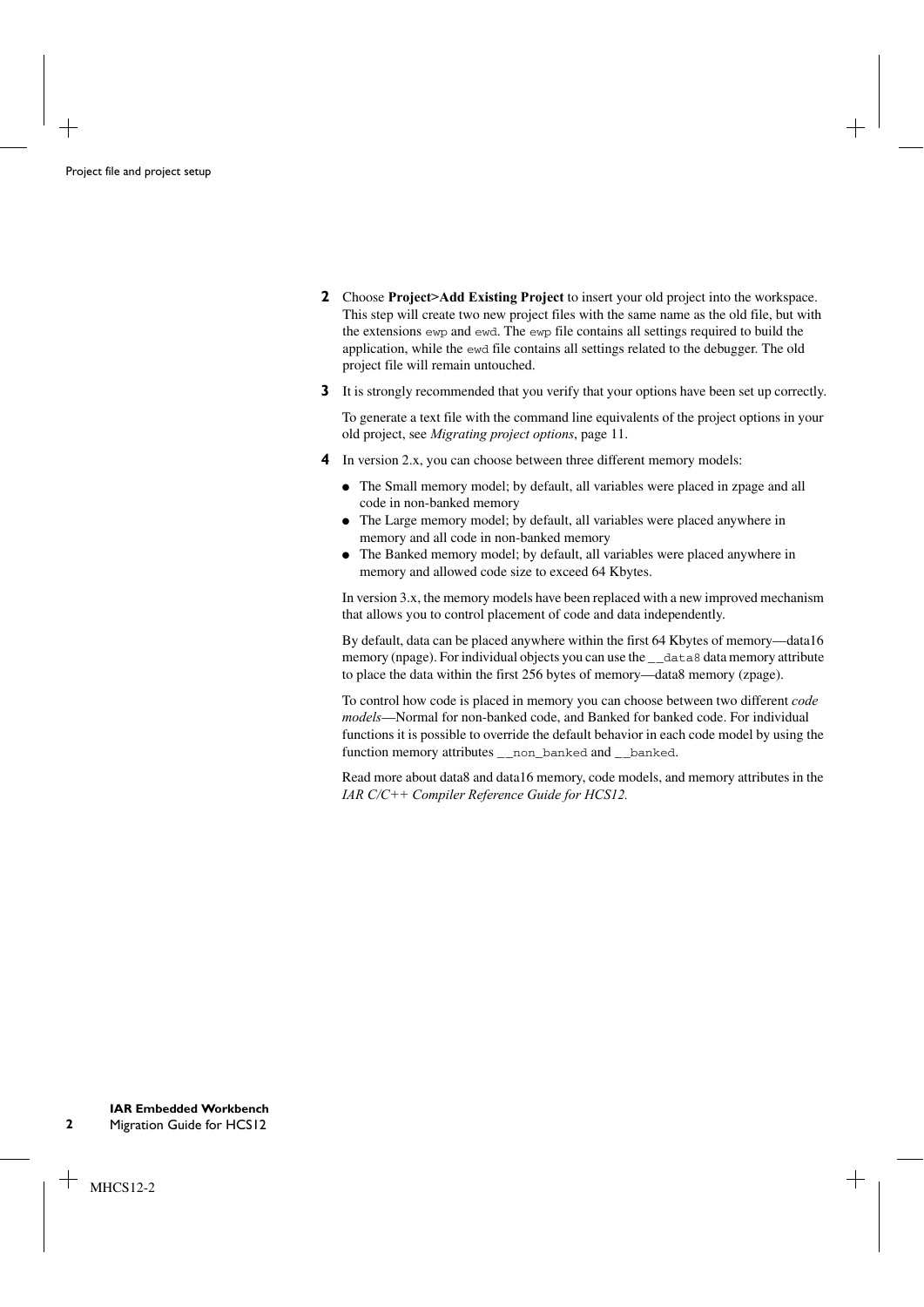**2** Choose **Project>Add Existing Project** to insert your old project into the workspace. This step will create two new project files with the same name as the old file, but with the extensions `ewp` and `ewd`. The `ewp` file contains all settings required to build the application, while the `ewd` file contains all settings related to the debugger. The old project file will remain untouched.

**3** It is strongly recommended that you verify that your options have been set up correctly.

To generate a text file with the command line equivalents of the project options in your old project, see *Migrating project options*, page 11.

**4** In version 2.x, you can choose between three different memory models:

- The Small memory model; by default, all variables were placed in zpage and all code in non-banked memory
- The Large memory model; by default, all variables were placed anywhere in memory and all code in non-banked memory
- The Banked memory model; by default, all variables were placed anywhere in memory and allowed code size to exceed 64 Kbytes.

In version 3.x, the memory models have been replaced with a new improved mechanism that allows you to control placement of code and data independently.

By default, data can be placed anywhere within the first 64 Kbytes of memory—data16 memory (npage). For individual objects you can use the `__data8` data memory attribute to place the data within the first 256 bytes of memory—data8 memory (zpage).

To control how code is placed in memory you can choose between two different *code models*—Normal for non-banked code, and Banked for banked code. For individual functions it is possible to override the default behavior in each code model by using the function memory attributes `__non_banked` and `__banked`.

Read more about data8 and data16 memory, code models, and memory attributes in the *IAR C/C++ Compiler Reference Guide for HCS12.*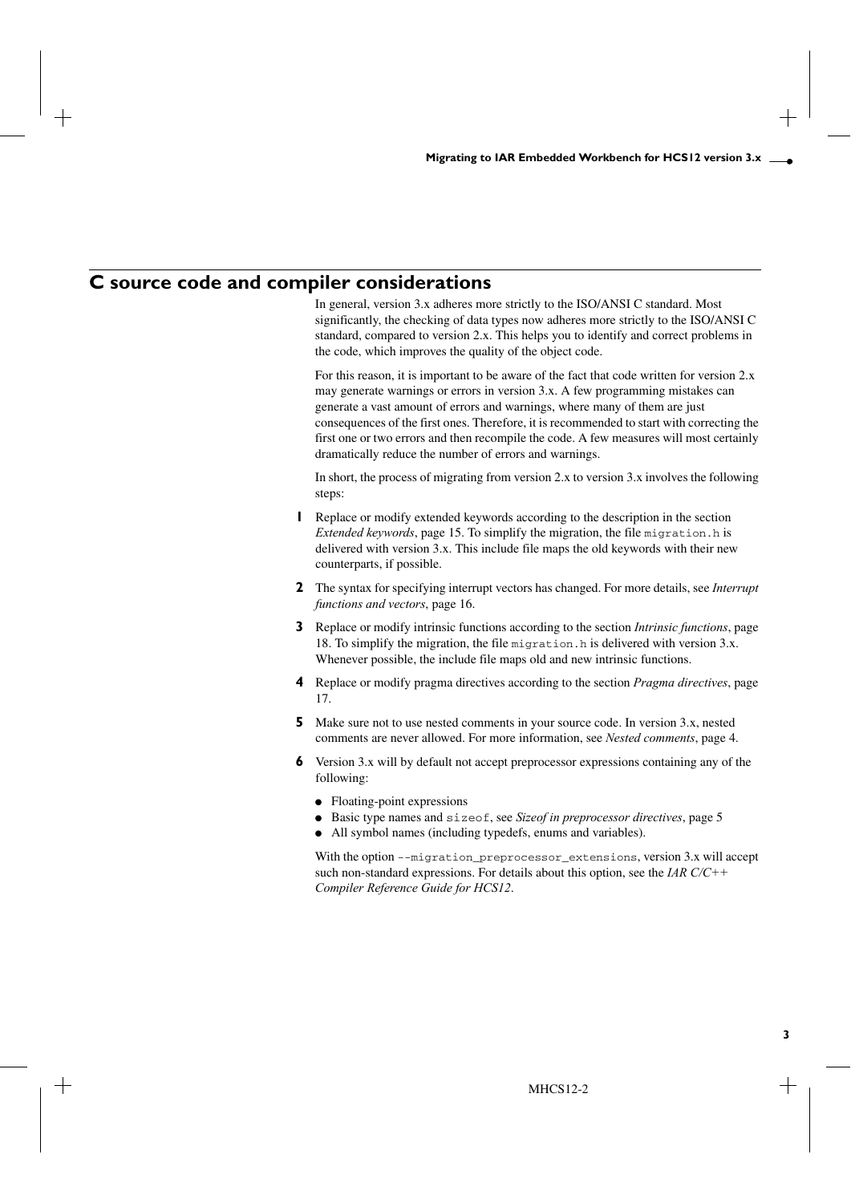## C source code and compiler considerations

In general, version 3.x adheres more strictly to the ISO/ANSI C standard. Most significantly, the checking of data types now adheres more strictly to the ISO/ANSI C standard, compared to version 2.x. This helps you to identify and correct problems in the code, which improves the quality of the object code.

For this reason, it is important to be aware of the fact that code written for version 2.x may generate warnings or errors in version 3.x. A few programming mistakes can generate a vast amount of errors and warnings, where many of them are just consequences of the first ones. Therefore, it is recommended to start with correcting the first one or two errors and then recompile the code. A few measures will most certainly dramatically reduce the number of errors and warnings.

In short, the process of migrating from version 2.x to version 3.x involves the following steps:

1. Replace or modify extended keywords according to the description in the section *Extended keywords*, page 15. To simplify the migration, the file `migration.h` is delivered with version 3.x. This include file maps the old keywords with their new counterparts, if possible.
2. The syntax for specifying interrupt vectors has changed. For more details, see *Interrupt functions and vectors*, page 16.
3. Replace or modify intrinsic functions according to the section *Intrinsic functions*, page 18. To simplify the migration, the file `migration.h` is delivered with version 3.x. Whenever possible, the include file maps old and new intrinsic functions.
4. Replace or modify pragma directives according to the section *Pragma directives*, page 17.
5. Make sure not to use nested comments in your source code. In version 3.x, nested comments are never allowed. For more information, see *Nested comments*, page 4.
6. Version 3.x will by default not accept preprocessor expressions containing any of the following:
   - Floating-point expressions
   - Basic type names and `sizeof`, see *Sizeof in preprocessor directives*, page 5
   - All symbol names (including typedefs, enums and variables).

   With the option `--migration_preprocessor_extensions`, version 3.x will accept such non-standard expressions. For details about this option, see the *IAR C/C++ Compiler Reference Guide for HCS12*.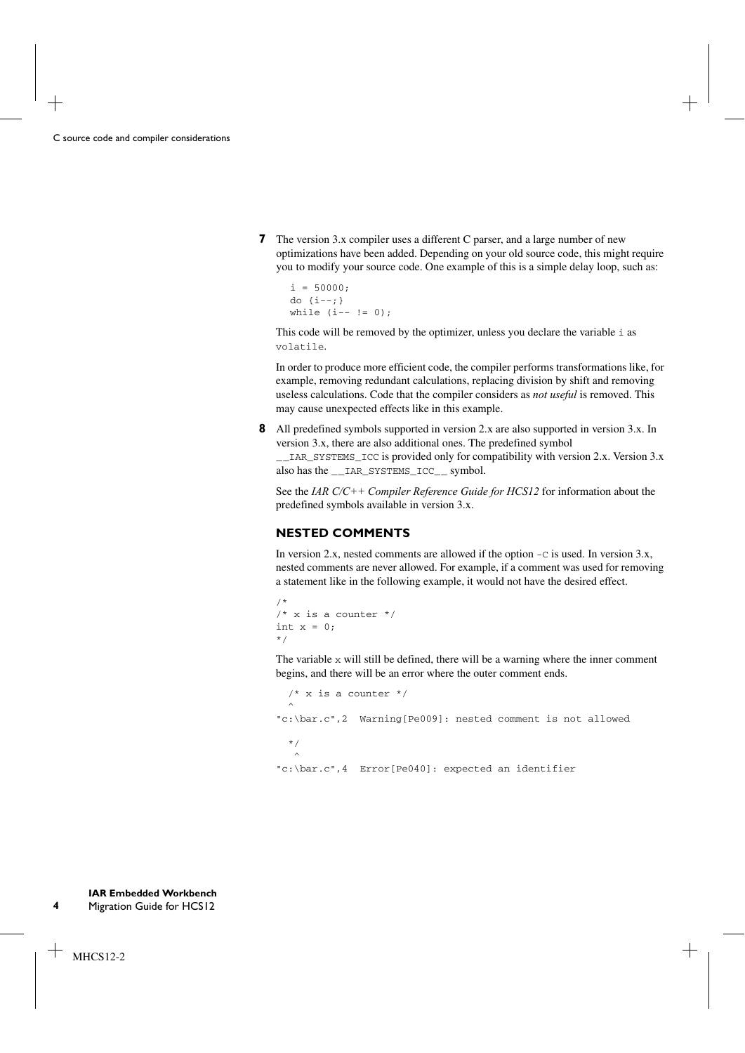7. The version 3.x compiler uses a different C parser, and a large number of new optimizations have been added. Depending on your old source code, this might require you to modify your source code. One example of this is a simple delay loop, such as:

```
i = 50000;
do {i--;}
while (i-- != 0);
```

   This code will be removed by the optimizer, unless you declare the variable `i` as `volatile`.

   In order to produce more efficient code, the compiler performs transformations like, for example, removing redundant calculations, replacing division by shift and removing useless calculations. Code that the compiler considers as *not useful* is removed. This may cause unexpected effects like in this example.

8. All predefined symbols supported in version 2.x are also supported in version 3.x. In version 3.x, there are also additional ones. The predefined symbol `__IAR_SYSTEMS_ICC` is provided only for compatibility with version 2.x. Version 3.x also has the `__IAR_SYSTEMS_ICC__` symbol.

   See the *IAR C/C++ Compiler Reference Guide for HCS12* for information about the predefined symbols available in version 3.x.

### NESTED COMMENTS

In version 2.x, nested comments are allowed if the option `-C` is used. In version 3.x, nested comments are never allowed. For example, if a comment was used for removing a statement like in the following example, it would not have the desired effect.

```
/*
/* x is a counter */
int x = 0;
*/
```

The variable `x` will still be defined, there will be a warning where the inner comment begins, and there will be an error where the outer comment ends.

```
  /* x is a counter */
  ^
"c:\bar.c",2  Warning[Pe009]: nested comment is not allowed

  */
   ^
"c:\bar.c",4  Error[Pe040]: expected an identifier
```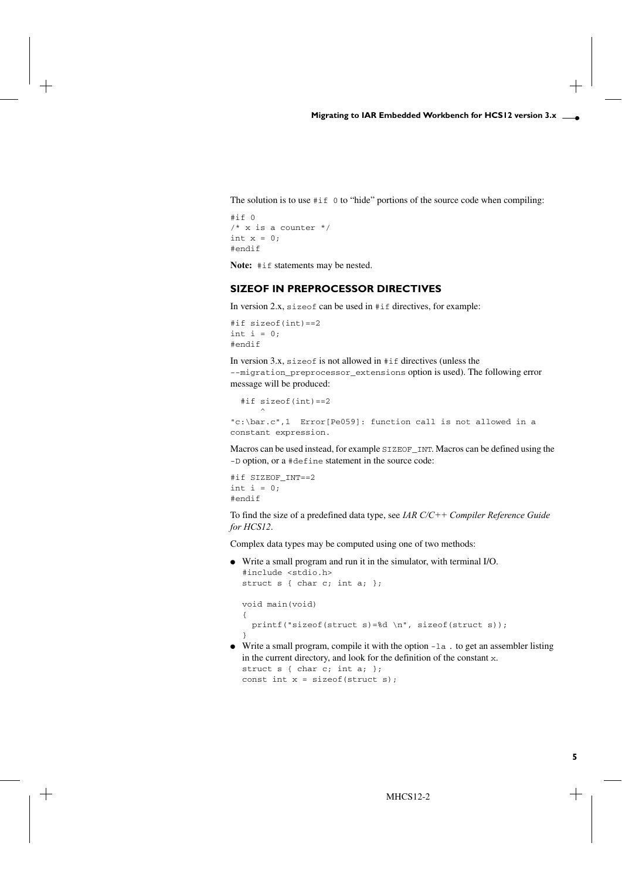The solution is to use `#if 0` to "hide" portions of the source code when compiling:

```
#if 0
/* x is a counter */
int x = 0;
#endif
```

**Note:** `#if` statements may be nested.

### SIZEOF IN PREPROCESSOR DIRECTIVES

In version 2.x, `sizeof` can be used in `#if` directives, for example:

```
#if sizeof(int)==2
int i = 0;
#endif
```

In version 3.x, `sizeof` is not allowed in `#if` directives (unless the `--migration_preprocessor_extensions` option is used). The following error message will be produced:

```
  #if sizeof(int)==2
      ^
"c:\bar.c",1  Error[Pe059]: function call is not allowed in a
constant expression.
```

Macros can be used instead, for example `SIZEOF_INT`. Macros can be defined using the `-D` option, or a `#define` statement in the source code:

```
#if SIZEOF_INT==2
int i = 0;
#endif
```

To find the size of a predefined data type, see *IAR C/C++ Compiler Reference Guide for HCS12*.

Complex data types may be computed using one of two methods:

- Write a small program and run it in the simulator, with terminal I/O.

```
#include <stdio.h>
struct s { char c; int a; };

void main(void)
{
  printf("sizeof(struct s)=%d \n", sizeof(struct s));
}
```

- Write a small program, compile it with the option `-la .` to get an assembler listing in the current directory, and look for the definition of the constant `x`.

```
struct s { char c; int a; };
const int x = sizeof(struct s);
```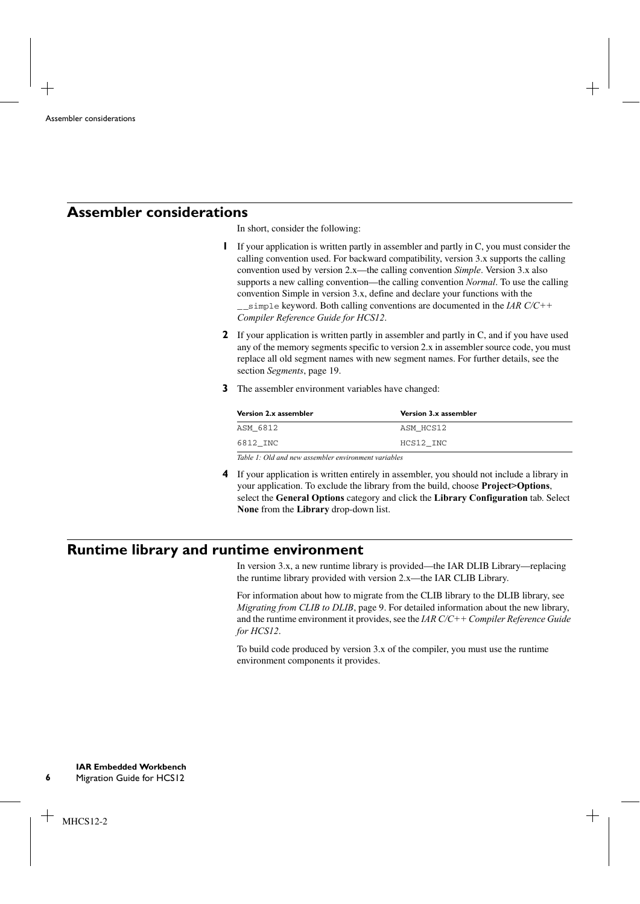## Assembler considerations

In short, consider the following:

1. If your application is written partly in assembler and partly in C, you must consider the calling convention used. For backward compatibility, version 3.x supports the calling convention used by version 2.x—the calling convention *Simple*. Version 3.x also supports a new calling convention—the calling convention *Normal*. To use the calling convention Simple in version 3.x, define and declare your functions with the `__simple` keyword. Both calling conventions are documented in the *IAR C/C++ Compiler Reference Guide for HCS12*.

2. If your application is written partly in assembler and partly in C, and if you have used any of the memory segments specific to version 2.x in assembler source code, you must replace all old segment names with new segment names. For further details, see the section *Segments*, page 19.

3. The assembler environment variables have changed:

| Version 2.x assembler | Version 3.x assembler |
|---|---|
| `ASM_6812` | `ASM_HCS12` |
| `6812_INC` | `HCS12_INC` |

*Table 1: Old and new assembler environment variables*

4. If your application is written entirely in assembler, you should not include a library in your application. To exclude the library from the build, choose **Project>Options**, select the **General Options** category and click the **Library Configuration** tab. Select **None** from the **Library** drop-down list.

## Runtime library and runtime environment

In version 3.x, a new runtime library is provided—the IAR DLIB Library—replacing the runtime library provided with version 2.x—the IAR CLIB Library.

For information about how to migrate from the CLIB library to the DLIB library, see *Migrating from CLIB to DLIB*, page 9. For detailed information about the new library, and the runtime environment it provides, see the *IAR C/C++ Compiler Reference Guide for HCS12*.

To build code produced by version 3.x of the compiler, you must use the runtime environment components it provides.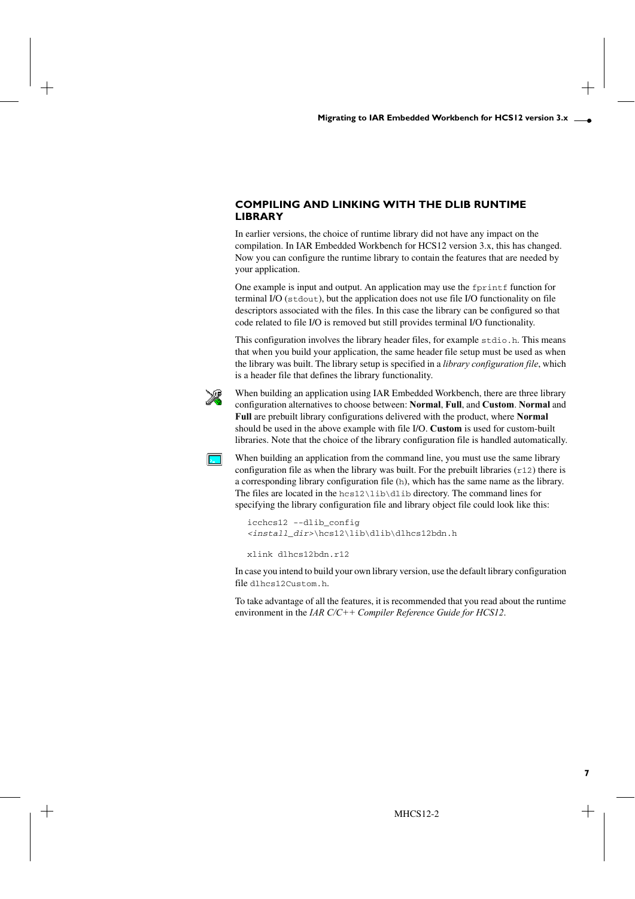## COMPILING AND LINKING WITH THE DLIB RUNTIME LIBRARY

In earlier versions, the choice of runtime library did not have any impact on the compilation. In IAR Embedded Workbench for HCS12 version 3.x, this has changed. Now you can configure the runtime library to contain the features that are needed by your application.

One example is input and output. An application may use the `fprintf` function for terminal I/O (`stdout`), but the application does not use file I/O functionality on file descriptors associated with the files. In this case the library can be configured so that code related to file I/O is removed but still provides terminal I/O functionality.

This configuration involves the library header files, for example `stdio.h`. This means that when you build your application, the same header file setup must be used as when the library was built. The library setup is specified in a *library configuration file*, which is a header file that defines the library functionality.

When building an application using IAR Embedded Workbench, there are three library configuration alternatives to choose between: **Normal**, **Full**, and **Custom**. **Normal** and **Full** are prebuilt library configurations delivered with the product, where **Normal** should be used in the above example with file I/O. **Custom** is used for custom-built libraries. Note that the choice of the library configuration file is handled automatically.

When building an application from the command line, you must use the same library configuration file as when the library was built. For the prebuilt libraries (`r12`) there is a corresponding library configuration file (`h`), which has the same name as the library. The files are located in the `hcs12\lib\dlib` directory. The command lines for specifying the library configuration file and library object file could look like this:

```
icchcs12 --dlib_config
<install_dir>\hcs12\lib\dlib\dlhcs12bdn.h

xlink dlhcs12bdn.r12
```

In case you intend to build your own library version, use the default library configuration file `dlhcs12Custom.h`.

To take advantage of all the features, it is recommended that you read about the runtime environment in the *IAR C/C++ Compiler Reference Guide for HCS12*.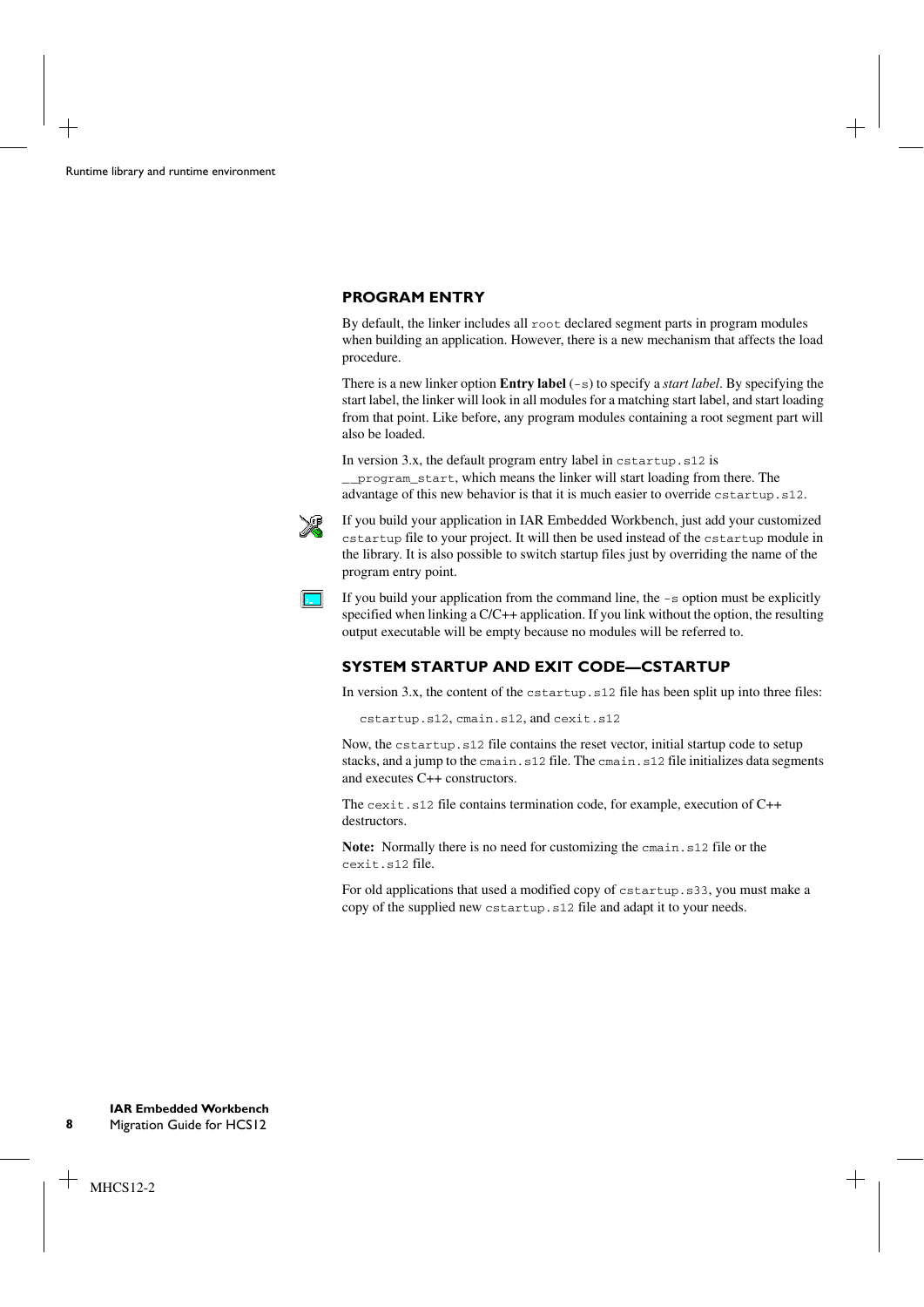### PROGRAM ENTRY

By default, the linker includes all `root` declared segment parts in program modules when building an application. However, there is a new mechanism that affects the load procedure.

There is a new linker option **Entry label** (`-s`) to specify a *start label*. By specifying the start label, the linker will look in all modules for a matching start label, and start loading from that point. Like before, any program modules containing a root segment part will also be loaded.

In version 3.x, the default program entry label in `cstartup.s12` is `__program_start`, which means the linker will start loading from there. The advantage of this new behavior is that it is much easier to override `cstartup.s12`.

If you build your application in IAR Embedded Workbench, just add your customized `cstartup` file to your project. It will then be used instead of the `cstartup` module in the library. It is also possible to switch startup files just by overriding the name of the program entry point.

If you build your application from the command line, the `-s` option must be explicitly specified when linking a C/C++ application. If you link without the option, the resulting output executable will be empty because no modules will be referred to.

### SYSTEM STARTUP AND EXIT CODE—CSTARTUP

In version 3.x, the content of the `cstartup.s12` file has been split up into three files:

`cstartup.s12`, `cmain.s12`, and `cexit.s12`

Now, the `cstartup.s12` file contains the reset vector, initial startup code to setup stacks, and a jump to the `cmain.s12` file. The `cmain.s12` file initializes data segments and executes C++ constructors.

The `cexit.s12` file contains termination code, for example, execution of C++ destructors.

**Note:** Normally there is no need for customizing the `cmain.s12` file or the `cexit.s12` file.

For old applications that used a modified copy of `cstartup.s33`, you must make a copy of the supplied new `cstartup.s12` file and adapt it to your needs.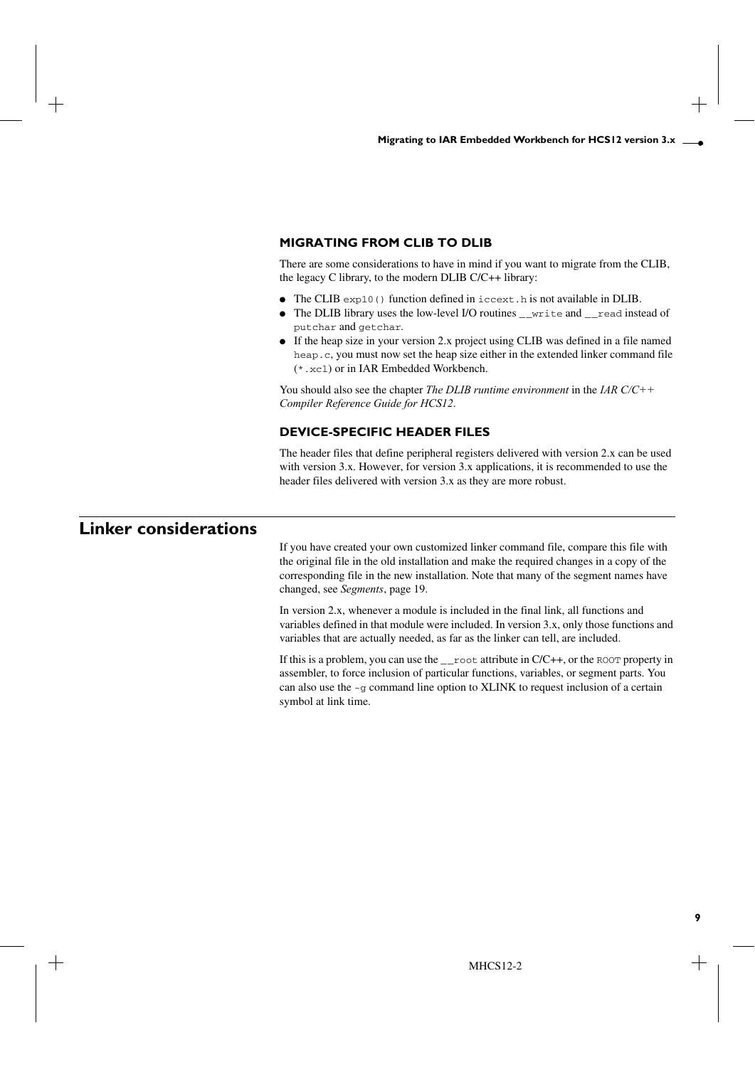### MIGRATING FROM CLIB TO DLIB

There are some considerations to have in mind if you want to migrate from the CLIB, the legacy C library, to the modern DLIB C/C++ library:

- The CLIB `exp10()` function defined in `iccext.h` is not available in DLIB.
- The DLIB library uses the low-level I/O routines `__write` and `__read` instead of `putchar` and `getchar`.
- If the heap size in your version 2.x project using CLIB was defined in a file named `heap.c`, you must now set the heap size either in the extended linker command file (`*.xcl`) or in IAR Embedded Workbench.

You should also see the chapter *The DLIB runtime environment* in the *IAR C/C++ Compiler Reference Guide for HCS12*.

### DEVICE-SPECIFIC HEADER FILES

The header files that define peripheral registers delivered with version 2.x can be used with version 3.x. However, for version 3.x applications, it is recommended to use the header files delivered with version 3.x as they are more robust.

## Linker considerations

If you have created your own customized linker command file, compare this file with the original file in the old installation and make the required changes in a copy of the corresponding file in the new installation. Note that many of the segment names have changed, see *Segments*, page 19.

In version 2.x, whenever a module is included in the final link, all functions and variables defined in that module were included. In version 3.x, only those functions and variables that are actually needed, as far as the linker can tell, are included.

If this is a problem, you can use the `__root` attribute in C/C++, or the `ROOT` property in assembler, to force inclusion of particular functions, variables, or segment parts. You can also use the `-g` command line option to XLINK to request inclusion of a certain symbol at link time.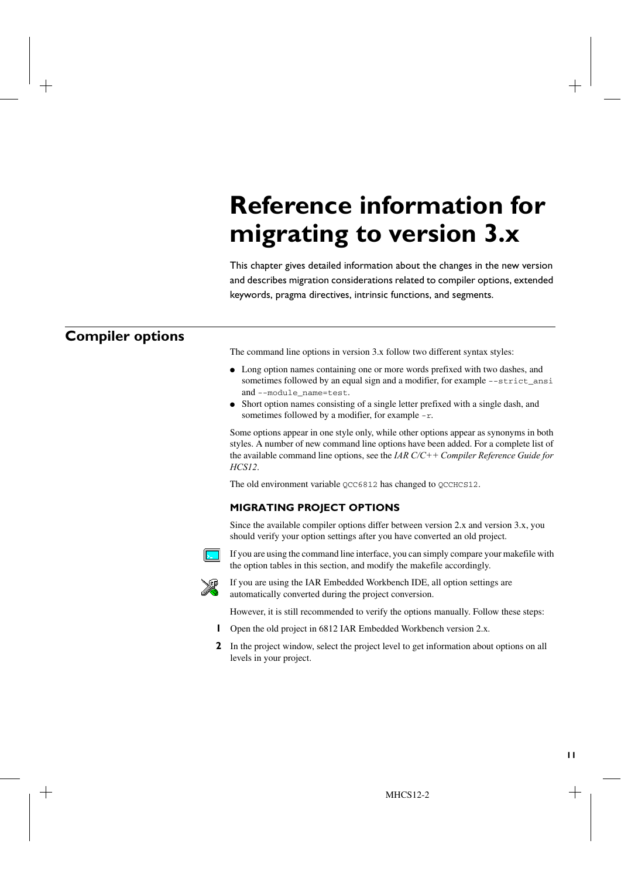# Reference information for migrating to version 3.x

This chapter gives detailed information about the changes in the new version and describes migration considerations related to compiler options, extended keywords, pragma directives, intrinsic functions, and segments.

## Compiler options

The command line options in version 3.x follow two different syntax styles:

- Long option names containing one or more words prefixed with two dashes, and sometimes followed by an equal sign and a modifier, for example `--strict_ansi` and `--module_name=test`.
- Short option names consisting of a single letter prefixed with a single dash, and sometimes followed by a modifier, for example `-r`.

Some options appear in one style only, while other options appear as synonyms in both styles. A number of new command line options have been added. For a complete list of the available command line options, see the *IAR C/C++ Compiler Reference Guide for HCS12*.

The old environment variable `QCC6812` has changed to `QCCHCS12`.

### MIGRATING PROJECT OPTIONS

Since the available compiler options differ between version 2.x and version 3.x, you should verify your option settings after you have converted an old project.

If you are using the command line interface, you can simply compare your makefile with the option tables in this section, and modify the makefile accordingly.

If you are using the IAR Embedded Workbench IDE, all option settings are automatically converted during the project conversion.

However, it is still recommended to verify the options manually. Follow these steps:

1. Open the old project in 6812 IAR Embedded Workbench version 2.x.
2. In the project window, select the project level to get information about options on all levels in your project.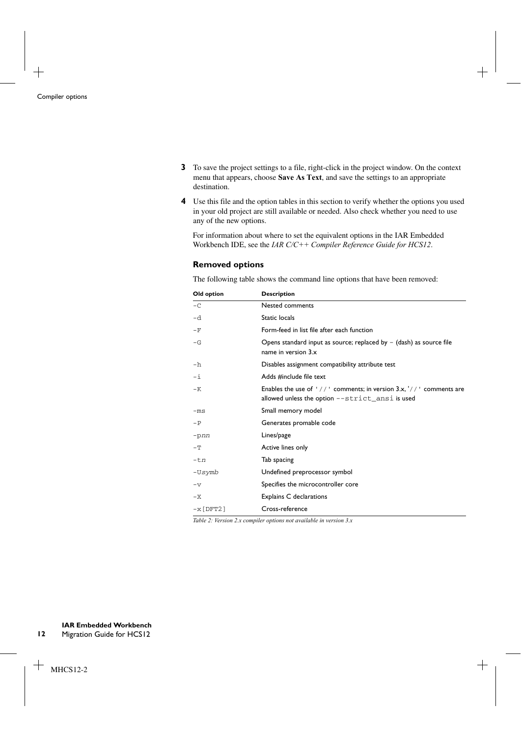3. To save the project settings to a file, right-click in the project window. On the context menu that appears, choose **Save As Text**, and save the settings to an appropriate destination.

4. Use this file and the option tables in this section to verify whether the options you used in your old project are still available or needed. Also check whether you need to use any of the new options.

   For information about where to set the equivalent options in the IAR Embedded Workbench IDE, see the *IAR C/C++ Compiler Reference Guide for HCS12*.

### Removed options

The following table shows the command line options that have been removed:

| Old option | Description |
|---|---|
| `-C` | Nested comments |
| `-d` | Static locals |
| `-F` | Form-feed in list file after each function |
| `-G` | Opens standard input as source; replaced by `-` (dash) as source file name in version 3.x |
| `-h` | Disables assignment compatibility attribute test |
| `-i` | Adds #include file text |
| `-K` | Enables the use of `'//'` comments; in version 3.x, `'//'` comments are allowed unless the option `--strict_ansi` is used |
| `-ms` | Small memory model |
| `-P` | Generates promable code |
| `-pnn` | Lines/page |
| `-T` | Active lines only |
| `-tn` | Tab spacing |
| `-Usymb` | Undefined preprocessor symbol |
| `-v` | Specifies the microcontroller core |
| `-X` | Explains C declarations |
| `-x[DFT2]` | Cross-reference |

*Table 2: Version 2.x compiler options not available in version 3.x*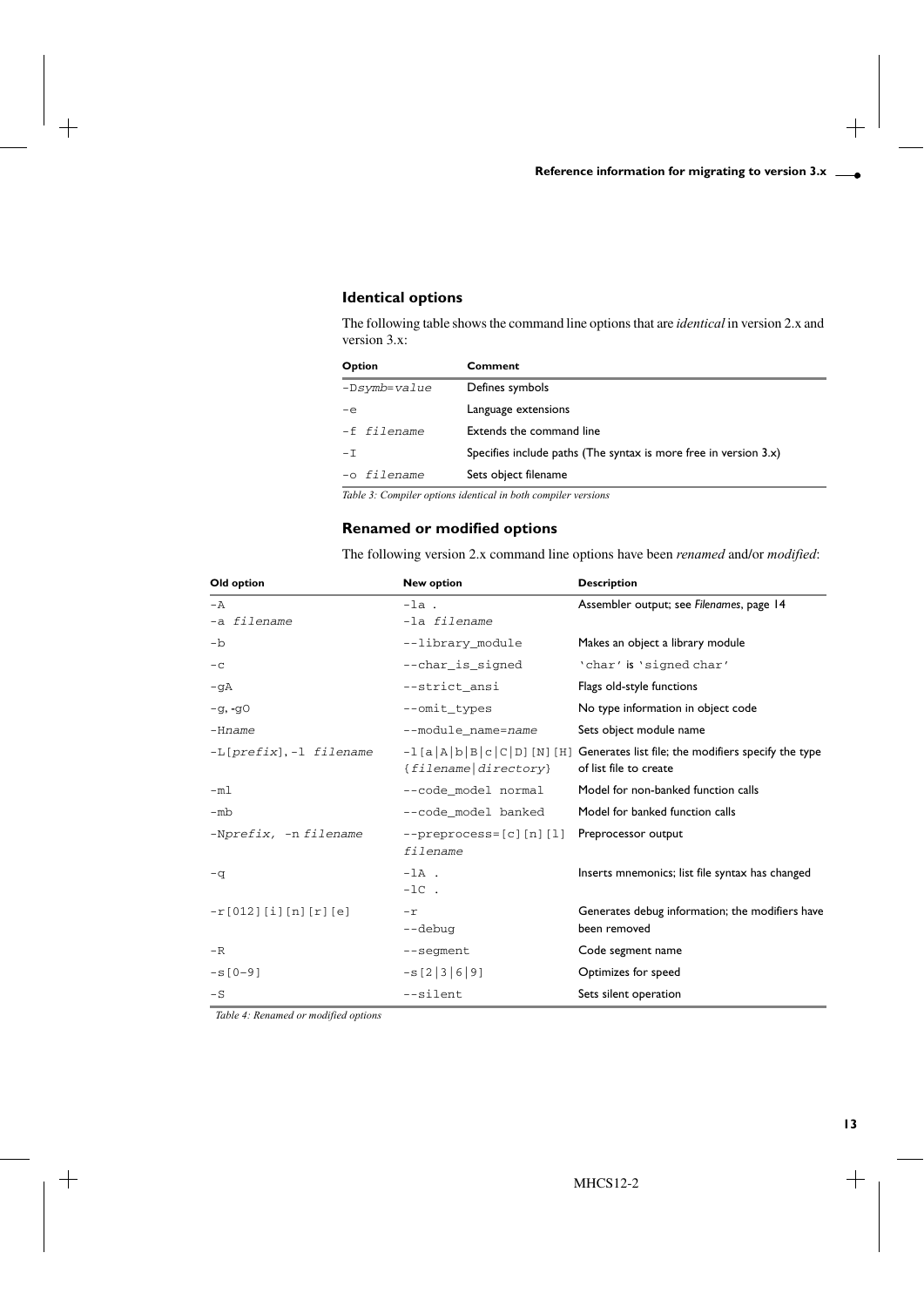### Identical options

The following table shows the command line options that are *identical* in version 2.x and version 3.x:

| Option | Comment |
| --- | --- |
| `-Dsymb=value` | Defines symbols |
| `-e` | Language extensions |
| `-f filename` | Extends the command line |
| `-I` | Specifies include paths (The syntax is more free in version 3.x) |
| `-o filename` | Sets object filename |

*Table 3: Compiler options identical in both compiler versions*

### Renamed or modified options

The following version 2.x command line options have been *renamed* and/or *modified*:

| Old option | New option | Description |
| --- | --- | --- |
| `-A`<br>`-a filename` | `-la .`<br>`-la filename` | Assembler output; see *Filenames*, page 14 |
| `-b` | `--library_module` | Makes an object a library module |
| `-c` | `--char_is_signed` | 'char' is 'signed char' |
| `-gA` | `--strict_ansi` | Flags old-style functions |
| `-g`, `-gO` | `--omit_types` | No type information in object code |
| `-Hname` | `--module_name=name` | Sets object module name |
| `-L[prefix]`, `-l filename` | `-l[a|A|b|B|c|C|D][N][H] {filename|directory}` | Generates list file; the modifiers specify the type of list file to create |
| `-ml` | `--code_model normal` | Model for non-banked function calls |
| `-mb` | `--code_model banked` | Model for banked function calls |
| `-Nprefix`, `-n filename` | `--preprocess=[c][n][l] filename` | Preprocessor output |
| `-q` | `-lA .`<br>`-lC .` | Inserts mnemonics; list file syntax has changed |
| `-r[012][i][n][r][e]` | `-r`<br>`--debug` | Generates debug information; the modifiers have been removed |
| `-R` | `--segment` | Code segment name |
| `-s[0-9]` | `-s[2|3|6|9]` | Optimizes for speed |
| `-S` | `--silent` | Sets silent operation |

*Table 4: Renamed or modified options*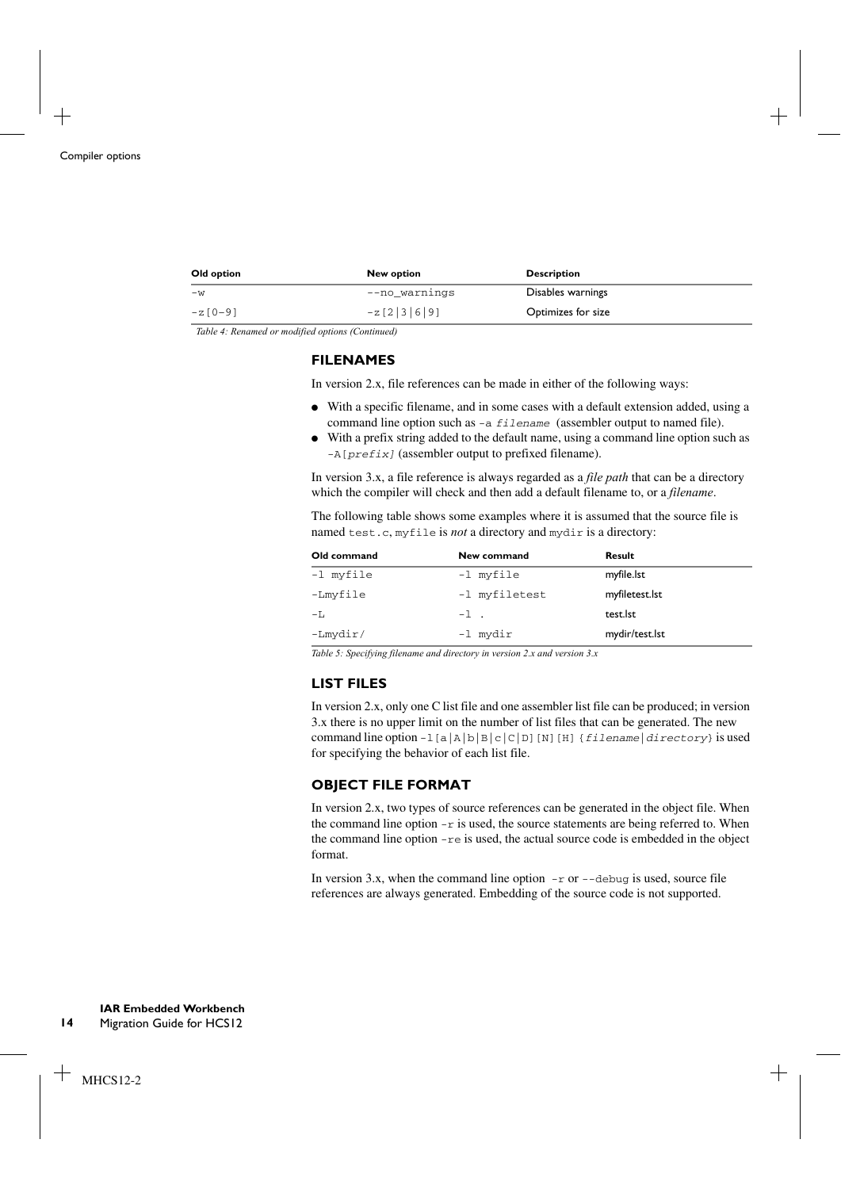| Old option | New option | Description |
|---|---|---|
| `-w` | `--no_warnings` | Disables warnings |
| `-z[0-9]` | `-z[2|3|6|9]` | Optimizes for size |

*Table 4: Renamed or modified options (Continued)*

### FILENAMES

In version 2.x, file references can be made in either of the following ways:

- With a specific filename, and in some cases with a default extension added, using a command line option such as `-a filename` (assembler output to named file).
- With a prefix string added to the default name, using a command line option such as `-A[prefix]` (assembler output to prefixed filename).

In version 3.x, a file reference is always regarded as a *file path* that can be a directory which the compiler will check and then add a default filename to, or a *filename*.

The following table shows some examples where it is assumed that the source file is named `test.c`, `myfile` is *not* a directory and `mydir` is a directory:

| Old command | New command | Result |
|---|---|---|
| `-l myfile` | `-l myfile` | myfile.lst |
| `-Lmyfile` | `-l myfiletest` | myfiletest.lst |
| `-L` | `-l .` | test.lst |
| `-Lmydir/` | `-l mydir` | mydir/test.lst |

*Table 5: Specifying filename and directory in version 2.x and version 3.x*

### LIST FILES

In version 2.x, only one C list file and one assembler list file can be produced; in version 3.x there is no upper limit on the number of list files that can be generated. The new command line option `-l[a|A|b|B|c|C|D][N][H] {filename|directory}` is used for specifying the behavior of each list file.

### OBJECT FILE FORMAT

In version 2.x, two types of source references can be generated in the object file. When the command line option `-r` is used, the source statements are being referred to. When the command line option `-re` is used, the actual source code is embedded in the object format.

In version 3.x, when the command line option `-r` or `--debug` is used, source file references are always generated. Embedding of the source code is not supported.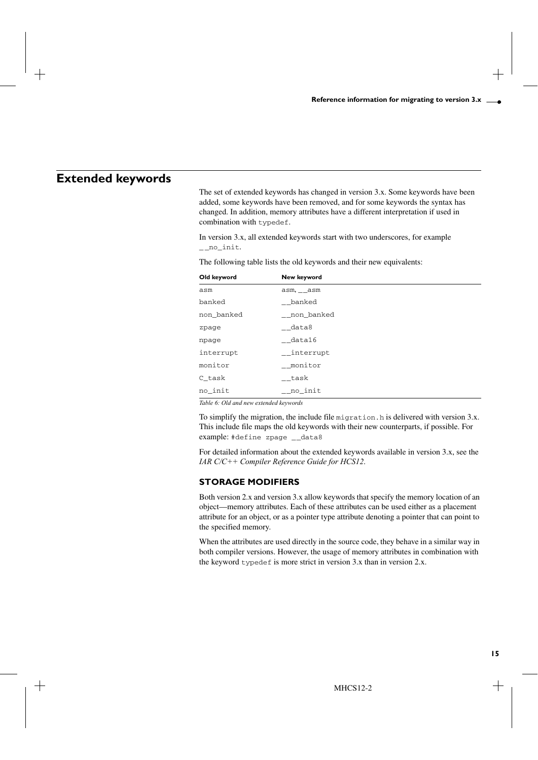## Extended keywords

The set of extended keywords has changed in version 3.x. Some keywords have been added, some keywords have been removed, and for some keywords the syntax has changed. In addition, memory attributes have a different interpretation if used in combination with `typedef`.

In version 3.x, all extended keywords start with two underscores, for example `__no_init`.

The following table lists the old keywords and their new equivalents:

| Old keyword | New keyword |
|---|---|
| `asm` | `asm`, `__asm` |
| `banked` | `__banked` |
| `non_banked` | `__non_banked` |
| `zpage` | `__data8` |
| `npage` | `__data16` |
| `interrupt` | `__interrupt` |
| `monitor` | `__monitor` |
| `C_task` | `__task` |
| `no_init` | `__no_init` |

*Table 6: Old and new extended keywords*

To simplify the migration, the include file `migration.h` is delivered with version 3.x. This include file maps the old keywords with their new counterparts, if possible. For example: `#define zpage __data8`

For detailed information about the extended keywords available in version 3.x, see the *IAR C/C++ Compiler Reference Guide for HCS12*.

### STORAGE MODIFIERS

Both version 2.x and version 3.x allow keywords that specify the memory location of an object—memory attributes. Each of these attributes can be used either as a placement attribute for an object, or as a pointer type attribute denoting a pointer that can point to the specified memory.

When the attributes are used directly in the source code, they behave in a similar way in both compiler versions. However, the usage of memory attributes in combination with the keyword `typedef` is more strict in version 3.x than in version 2.x.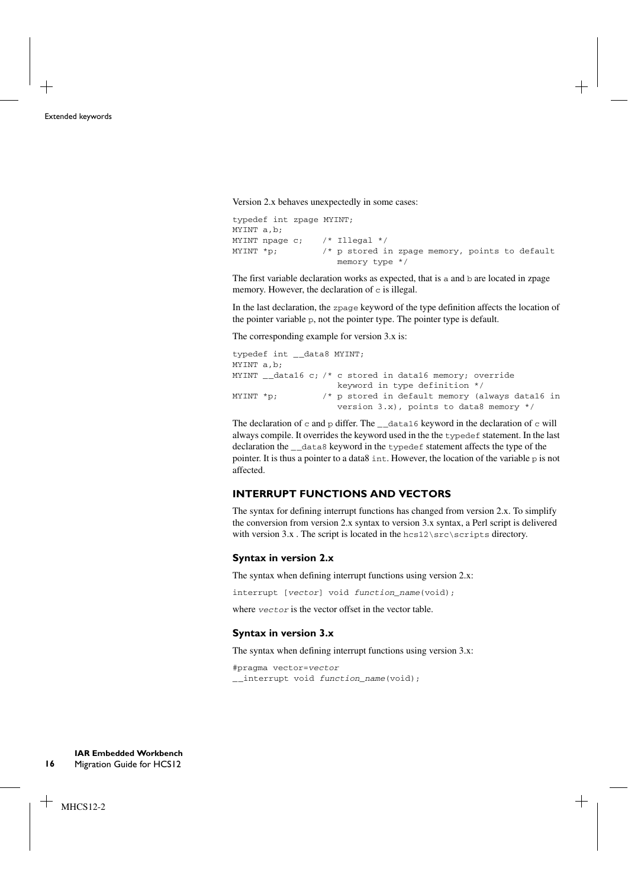Version 2.x behaves unexpectedly in some cases:

```
typedef int zpage MYINT;
MYINT a,b;
MYINT npage c;    /* Illegal */
MYINT *p;         /* p stored in zpage memory, points to default
                     memory type */
```

The first variable declaration works as expected, that is `a` and `b` are located in zpage memory. However, the declaration of `c` is illegal.

In the last declaration, the `zpage` keyword of the type definition affects the location of the pointer variable `p`, not the pointer type. The pointer type is default.

The corresponding example for version 3.x is:

```
typedef int __data8 MYINT;
MYINT a,b;
MYINT __data16 c; /* c stored in data16 memory; override
                     keyword in type definition */
MYINT *p;         /* p stored in default memory (always data16 in
                     version 3.x), points to data8 memory */
```

The declaration of `c` and `p` differ. The `__data16` keyword in the declaration of `c` will always compile. It overrides the keyword used in the the `typedef` statement. In the last declaration the `__data8` keyword in the `typedef` statement affects the type of the pointer. It is thus a pointer to a data8 `int`. However, the location of the variable `p` is not affected.

## INTERRUPT FUNCTIONS AND VECTORS

The syntax for defining interrupt functions has changed from version 2.x. To simplify the conversion from version 2.x syntax to version 3.x syntax, a Perl script is delivered with version 3.x . The script is located in the `hcs12\src\scripts` directory.

### Syntax in version 2.x

The syntax when defining interrupt functions using version 2.x:

```
interrupt [vector] void function_name(void);
```

where *vector* is the vector offset in the vector table.

### Syntax in version 3.x

The syntax when defining interrupt functions using version 3.x:

```
#pragma vector=vector
__interrupt void function_name(void);
```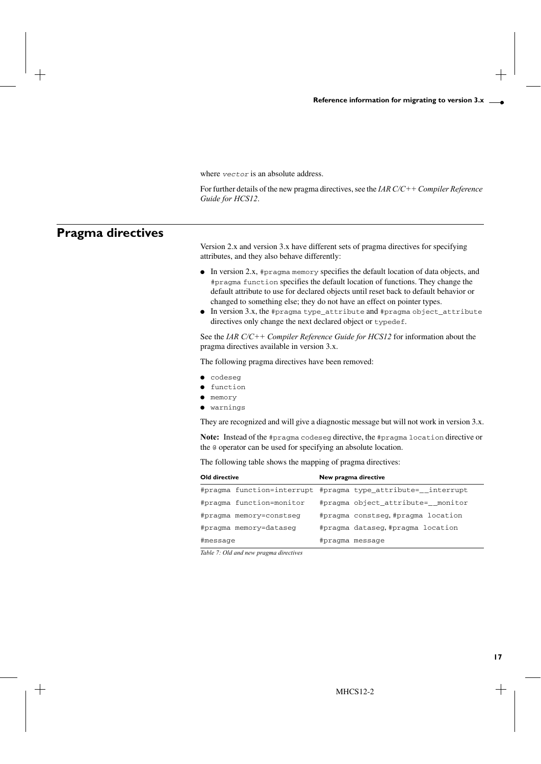where *vector* is an absolute address.

For further details of the new pragma directives, see the *IAR C/C++ Compiler Reference Guide for HCS12*.

## Pragma directives

Version 2.x and version 3.x have different sets of pragma directives for specifying attributes, and they also behave differently:

- In version 2.x, `#pragma memory` specifies the default location of data objects, and `#pragma function` specifies the default location of functions. They change the default attribute to use for declared objects until reset back to default behavior or changed to something else; they do not have an effect on pointer types.
- In version 3.x, the `#pragma type_attribute` and `#pragma object_attribute` directives only change the next declared object or `typedef`.

See the *IAR C/C++ Compiler Reference Guide for HCS12* for information about the pragma directives available in version 3.x.

The following pragma directives have been removed:

- `codeseg`
- `function`
- `memory`
- `warnings`

They are recognized and will give a diagnostic message but will not work in version 3.x.

**Note:** Instead of the `#pragma codeseg` directive, the `#pragma location` directive or the `@` operator can be used for specifying an absolute location.

The following table shows the mapping of pragma directives:

| Old directive | New pragma directive |
|---|---|
| `#pragma function=interrupt` | `#pragma type_attribute=__interrupt` |
| `#pragma function=monitor` | `#pragma object_attribute=__monitor` |
| `#pragma memory=constseg` | `#pragma constseg`, `#pragma location` |
| `#pragma memory=dataseg` | `#pragma dataseg`, `#pragma location` |
| `#message` | `#pragma message` |

*Table 7: Old and new pragma directives*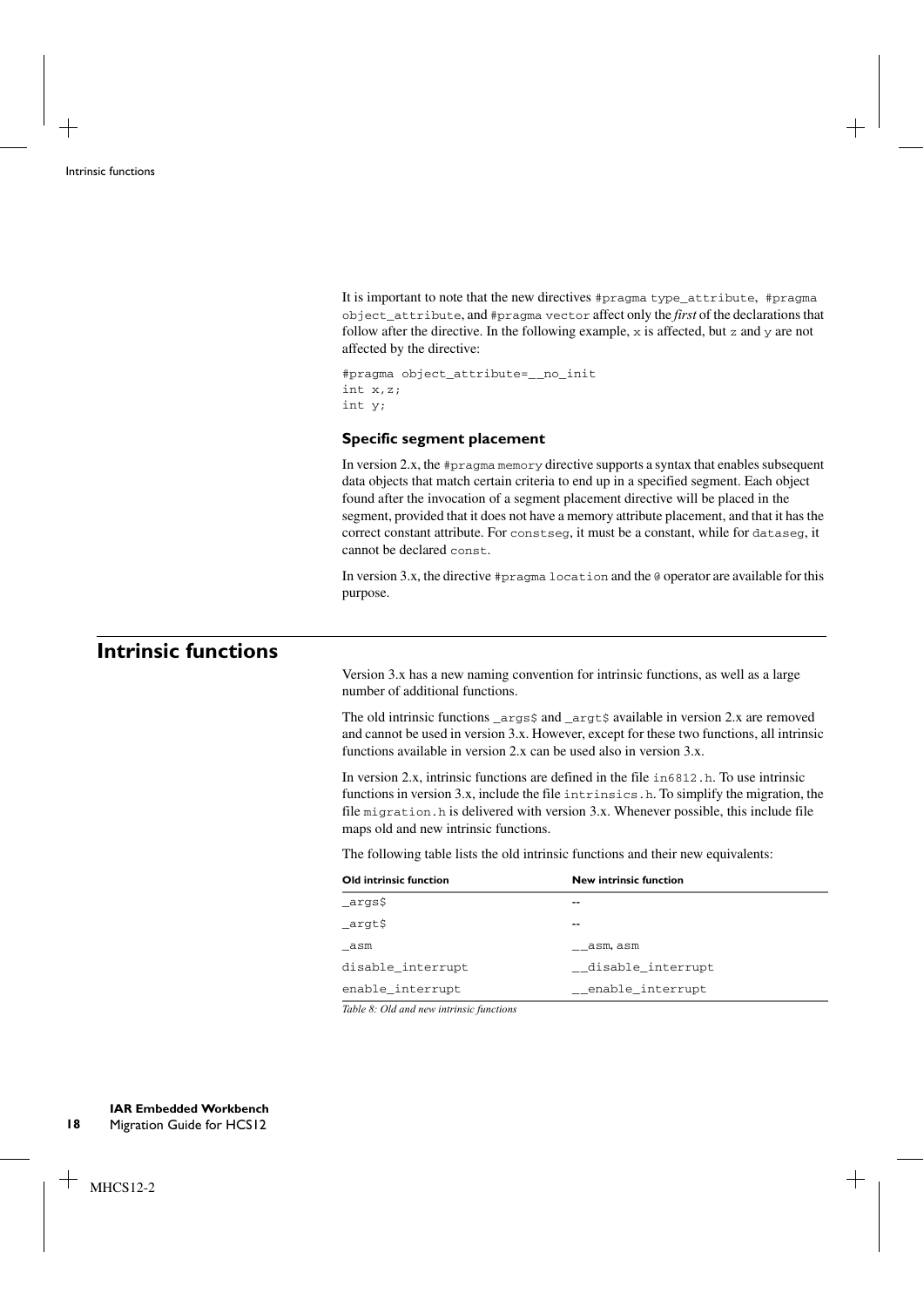It is important to note that the new directives `#pragma type_attribute`, `#pragma object_attribute`, and `#pragma vector` affect only the *first* of the declarations that follow after the directive. In the following example, `x` is affected, but `z` and `y` are not affected by the directive:

```
#pragma object_attribute=__no_init
int x,z;
int y;
```

### Specific segment placement

In version 2.x, the `#pragma memory` directive supports a syntax that enables subsequent data objects that match certain criteria to end up in a specified segment. Each object found after the invocation of a segment placement directive will be placed in the segment, provided that it does not have a memory attribute placement, and that it has the correct constant attribute. For `constseg`, it must be a constant, while for `dataseg`, it cannot be declared `const`.

In version 3.x, the directive `#pragma location` and the `@` operator are available for this purpose.

## Intrinsic functions

Version 3.x has a new naming convention for intrinsic functions, as well as a large number of additional functions.

The old intrinsic functions `_args$` and `_argt$` available in version 2.x are removed and cannot be used in version 3.x. However, except for these two functions, all intrinsic functions available in version 2.x can be used also in version 3.x.

In version 2.x, intrinsic functions are defined in the file `in6812.h`. To use intrinsic functions in version 3.x, include the file `intrinsics.h`. To simplify the migration, the file `migration.h` is delivered with version 3.x. Whenever possible, this include file maps old and new intrinsic functions.

The following table lists the old intrinsic functions and their new equivalents:

| Old intrinsic function | New intrinsic function |
| --- | --- |
| `_args$` | -- |
| `_argt$` | -- |
| `_asm` | `__asm`, `asm` |
| `disable_interrupt` | `__disable_interrupt` |
| `enable_interrupt` | `__enable_interrupt` |

*Table 8: Old and new intrinsic functions*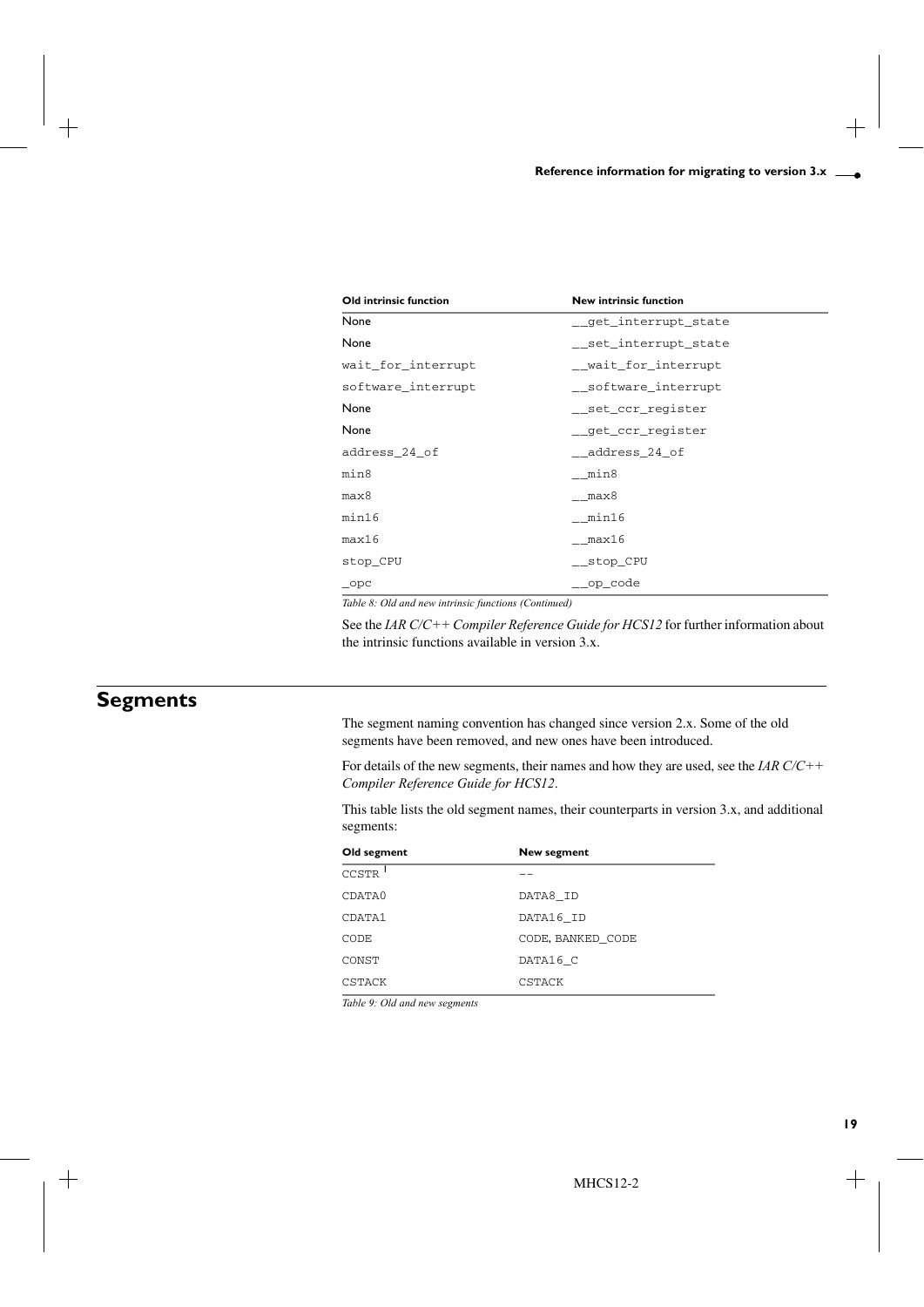| Old intrinsic function | New intrinsic function |
| --- | --- |
| None | __get_interrupt_state |
| None | __set_interrupt_state |
| wait_for_interrupt | __wait_for_interrupt |
| software_interrupt | __software_interrupt |
| None | __set_ccr_register |
| None | __get_ccr_register |
| address_24_of | __address_24_of |
| min8 | __min8 |
| max8 | __max8 |
| min16 | __min16 |
| max16 | __max16 |
| stop_CPU | __stop_CPU |
| _opc | __op_code |

*Table 8: Old and new intrinsic functions (Continued)*

See the *IAR C/C++ Compiler Reference Guide for HCS12* for further information about the intrinsic functions available in version 3.x.

## Segments

The segment naming convention has changed since version 2.x. Some of the old segments have been removed, and new ones have been introduced.

For details of the new segments, their names and how they are used, see the *IAR C/C++ Compiler Reference Guide for HCS12*.

This table lists the old segment names, their counterparts in version 3.x, and additional segments:

| Old segment | New segment |
| --- | --- |
| CCSTR [1] | -- |
| CDATA0 | DATA8_ID |
| CDATA1 | DATA16_ID |
| CODE | CODE, BANKED_CODE |
| CONST | DATA16_C |
| CSTACK | CSTACK |

*Table 9: Old and new segments*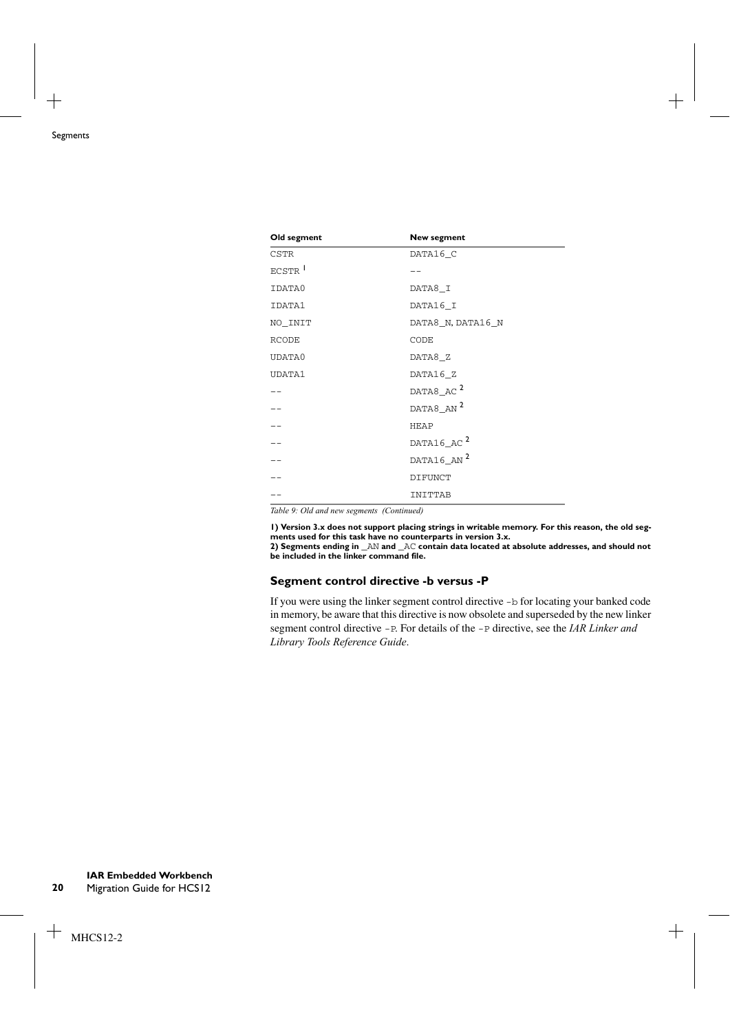| Old segment | New segment |
| --- | --- |
| CSTR | DATA16_C |
| ECSTR [1] | -- |
| IDATA0 | DATA8_I |
| IDATA1 | DATA16_I |
| NO_INIT | DATA8_N, DATA16_N |
| RCODE | CODE |
| UDATA0 | DATA8_Z |
| UDATA1 | DATA16_Z |
| -- | DATA8_AC [2] |
| -- | DATA8_AN [2] |
| -- | HEAP |
| -- | DATA16_AC [2] |
| -- | DATA16_AN [2] |
| -- | DIFUNCT |
| -- | INITTAB |

*Table 9: Old and new segments (Continued)*

**1) Version 3.x does not support placing strings in writable memory. For this reason, the old segments used for this task have no counterparts in version 3.x.**
**2) Segments ending in _AN and _AC contain data located at absolute addresses, and should not be included in the linker command file.**

### Segment control directive -b versus -P

If you were using the linker segment control directive -b for locating your banked code in memory, be aware that this directive is now obsolete and superseded by the new linker segment control directive -P. For details of the -P directive, see the *IAR Linker and Library Tools Reference Guide*.